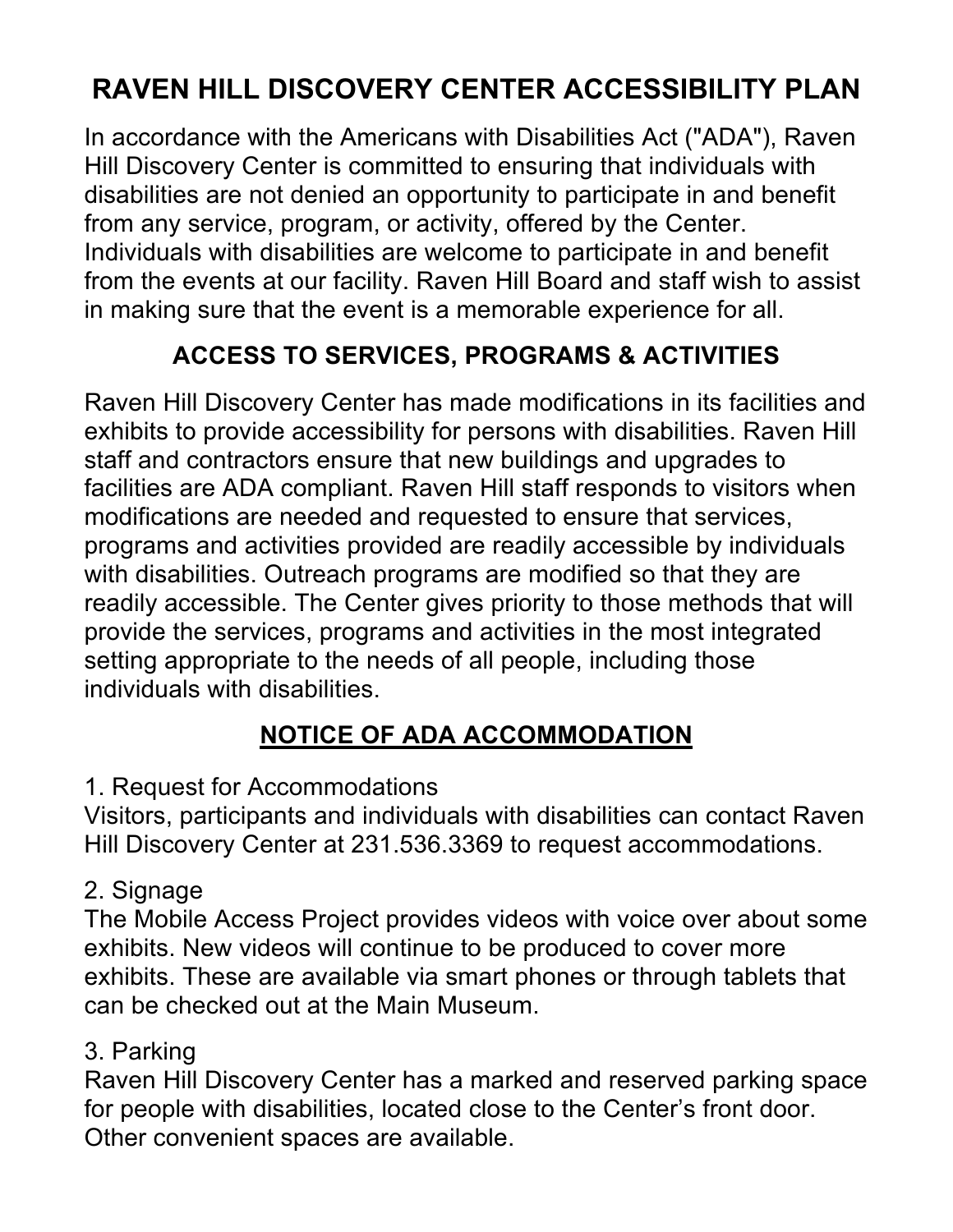# RAVEN HILL DISCOVERY CENTER ACCESSIBILITY PLAN

In accordance with the Americans with Disabilities Act ("ADA"), Raven Hill Discovery Center is committed to ensuring that individuals with disabilities are not denied an opportunity to participate in and benefit from any service, program, or activity, offered by the Center. Individuals with disabilities are welcome to participate in and benefit from the events at our facility. Raven Hill Board and staff wish to assist in making sure that the event is a memorable experience for all.

## ACCESS TO SERVICES, PROGRAMS & ACTIVITIES

Raven Hill Discovery Center has made modifications in its facilities and exhibits to provide accessibility for persons with disabilities. Raven Hill staff and contractors ensure that new buildings and upgrades to facilities are ADA compliant. Raven Hill staff responds to visitors when modifications are needed and requested to ensure that services, programs and activities provided are readily accessible by individuals with disabilities. Outreach programs are modified so that they are readily accessible. The Center gives priority to those methods that will provide the services, programs and activities in the most integrated setting appropriate to the needs of all people, including those individuals with disabilities.

## NOTICE OF ADA ACCOMMODATION

1. Request for Accommodations
Visitors, participants and individuals with disabilities can contact Raven Hill Discovery Center at 231.536.3369 to request accommodations.

2. Signage
The Mobile Access Project provides videos with voice over about some exhibits. New videos will continue to be produced to cover more exhibits. These are available via smart phones or through tablets that can be checked out at the Main Museum.

3. Parking
Raven Hill Discovery Center has a marked and reserved parking space for people with disabilities, located close to the Center's front door. Other convenient spaces are available.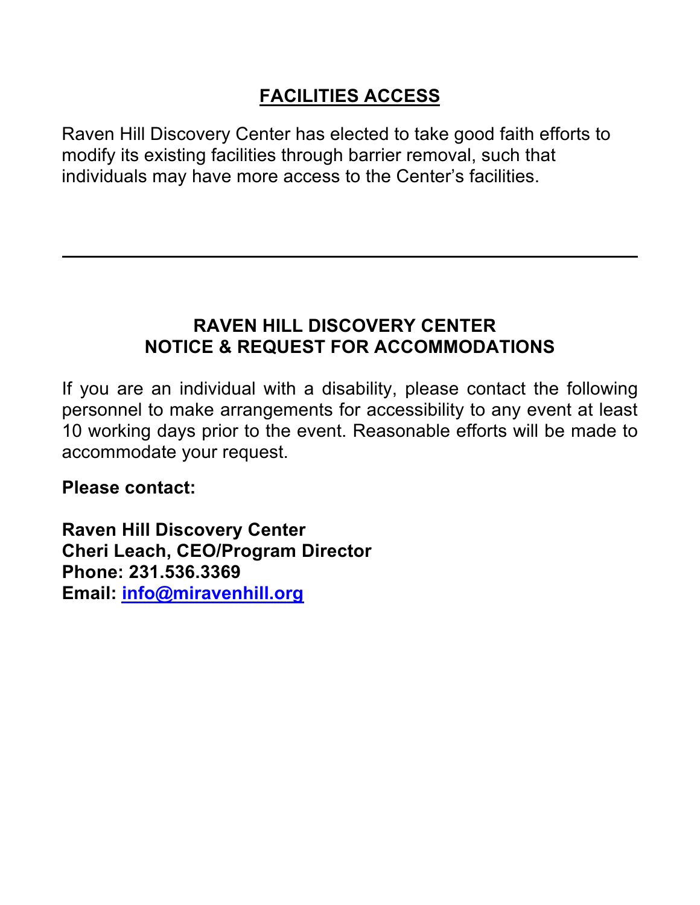## FACILITIES ACCESS

Raven Hill Discovery Center has elected to take good faith efforts to modify its existing facilities through barrier removal, such that individuals may have more access to the Center's facilities.

---

## RAVEN HILL DISCOVERY CENTER
## NOTICE & REQUEST FOR ACCOMMODATIONS

If you are an individual with a disability, please contact the following personnel to make arrangements for accessibility to any event at least 10 working days prior to the event. Reasonable efforts will be made to accommodate your request.

**Please contact:**

**Raven Hill Discovery Center**
**Cheri Leach, CEO/Program Director**
**Phone: 231.536.3369**
**Email: info@miravenhill.org**